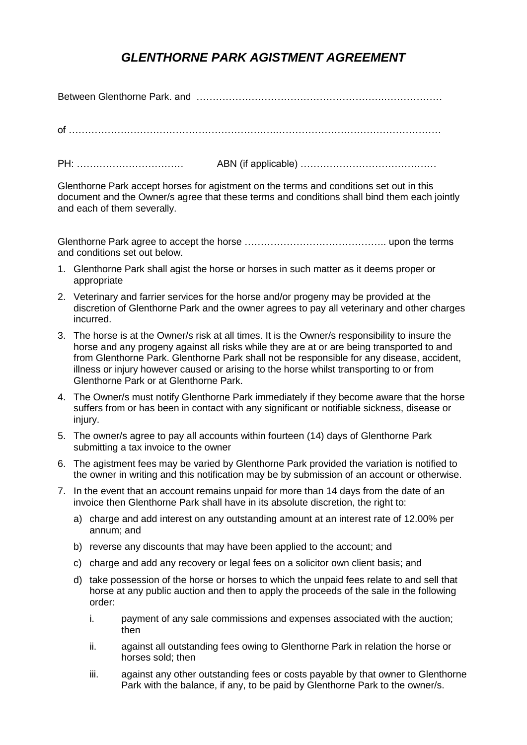# *GLENTHORNE PARK AGISTMENT AGREEMENT*

Between Glenthorne Park. and …………………………………………………….………………

of …………………………………………………….…………………………………………

PH: ……………………………     ABN (if applicable) ……………………………………

Glenthorne Park accept horses for agistment on the terms and conditions set out in this document and the Owner/s agree that these terms and conditions shall bind them each jointly and each of them severally.

Glenthorne Park agree to accept the horse …………………………………….. upon the terms and conditions set out below.

1. Glenthorne Park shall agist the horse or horses in such matter as it deems proper or appropriate
2. Veterinary and farrier services for the horse and/or progeny may be provided at the discretion of Glenthorne Park and the owner agrees to pay all veterinary and other charges incurred.
3. The horse is at the Owner/s risk at all times. It is the Owner/s responsibility to insure the horse and any progeny against all risks while they are at or are being transported to and from Glenthorne Park. Glenthorne Park shall not be responsible for any disease, accident, illness or injury however caused or arising to the horse whilst transporting to or from Glenthorne Park or at Glenthorne Park.
4. The Owner/s must notify Glenthorne Park immediately if they become aware that the horse suffers from or has been in contact with any significant or notifiable sickness, disease or injury.
5. The owner/s agree to pay all accounts within fourteen (14) days of Glenthorne Park submitting a tax invoice to the owner
6. The agistment fees may be varied by Glenthorne Park provided the variation is notified to the owner in writing and this notification may be by submission of an account or otherwise.
7. In the event that an account remains unpaid for more than 14 days from the date of an invoice then Glenthorne Park shall have in its absolute discretion, the right to:
   a) charge and add interest on any outstanding amount at an interest rate of 12.00% per annum; and
   b) reverse any discounts that may have been applied to the account; and
   c) charge and add any recovery or legal fees on a solicitor own client basis; and
   d) take possession of the horse or horses to which the unpaid fees relate to and sell that horse at any public auction and then to apply the proceeds of the sale in the following order:
      i. payment of any sale commissions and expenses associated with the auction; then
      ii. against all outstanding fees owing to Glenthorne Park in relation the horse or horses sold; then
      iii. against any other outstanding fees or costs payable by that owner to Glenthorne Park with the balance, if any, to be paid by Glenthorne Park to the owner/s.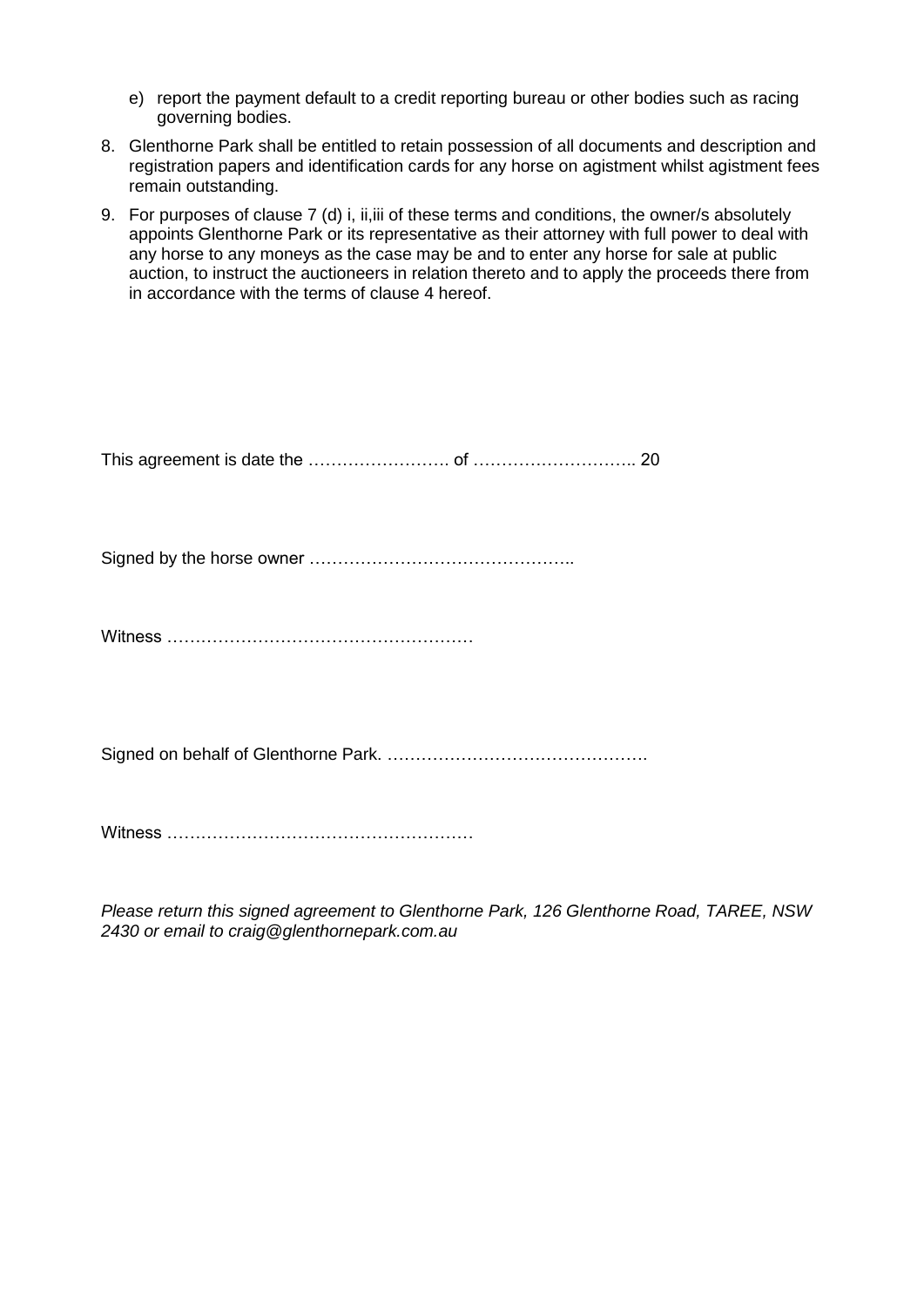e) report the payment default to a credit reporting bureau or other bodies such as racing governing bodies.

8. Glenthorne Park shall be entitled to retain possession of all documents and description and registration papers and identification cards for any horse on agistment whilst agistment fees remain outstanding.

9. For purposes of clause 7 (d) i, ii,iii of these terms and conditions, the owner/s absolutely appoints Glenthorne Park or its representative as their attorney with full power to deal with any horse to any moneys as the case may be and to enter any horse for sale at public auction, to instruct the auctioneers in relation thereto and to apply the proceeds there from in accordance with the terms of clause 4 hereof.

This agreement is date the ……………………. of ……………………….. 20

Signed by the horse owner ………………………………………..

Witness ……………………………………………

Signed on behalf of Glenthorne Park. ……………………………………….

Witness ……………………………………………

*Please return this signed agreement to Glenthorne Park, 126 Glenthorne Road, TAREE, NSW 2430 or email to craig@glenthornepark.com.au*